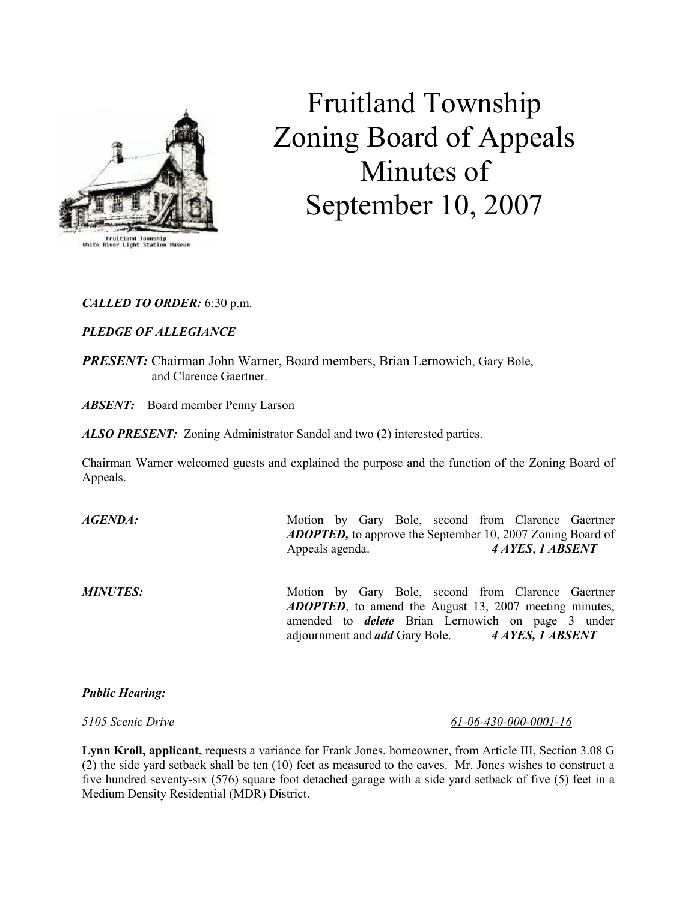# Fruitland Township Zoning Board of Appeals Minutes of September 10, 2007

***CALLED TO ORDER:*** 6:30 p.m.

***PLEDGE OF ALLEGIANCE***

***PRESENT:*** Chairman John Warner, Board members, Brian Lernowich, Gary Bole, and Clarence Gaertner.

***ABSENT:*** Board member Penny Larson

***ALSO PRESENT:*** Zoning Administrator Sandel and two (2) interested parties.

Chairman Warner welcomed guests and explained the purpose and the function of the Zoning Board of Appeals.

***AGENDA:*** Motion by Gary Bole, second from Clarence Gaertner ***ADOPTED,*** to approve the September 10, 2007 Zoning Board of Appeals agenda. ***4 AYES, 1 ABSENT***

***MINUTES:*** Motion by Gary Bole, second from Clarence Gaertner ***ADOPTED***, to amend the August 13, 2007 meeting minutes, amended to ***delete*** Brian Lernowich on page 3 under adjournment and ***add*** Gary Bole. ***4 AYES, 1 ABSENT***

***Public Hearing:***

*5105 Scenic Drive* *61-06-430-000-0001-16*

**Lynn Kroll, applicant,** requests a variance for Frank Jones, homeowner, from Article III, Section 3.08 G (2) the side yard setback shall be ten (10) feet as measured to the eaves. Mr. Jones wishes to construct a five hundred seventy-six (576) square foot detached garage with a side yard setback of five (5) feet in a Medium Density Residential (MDR) District.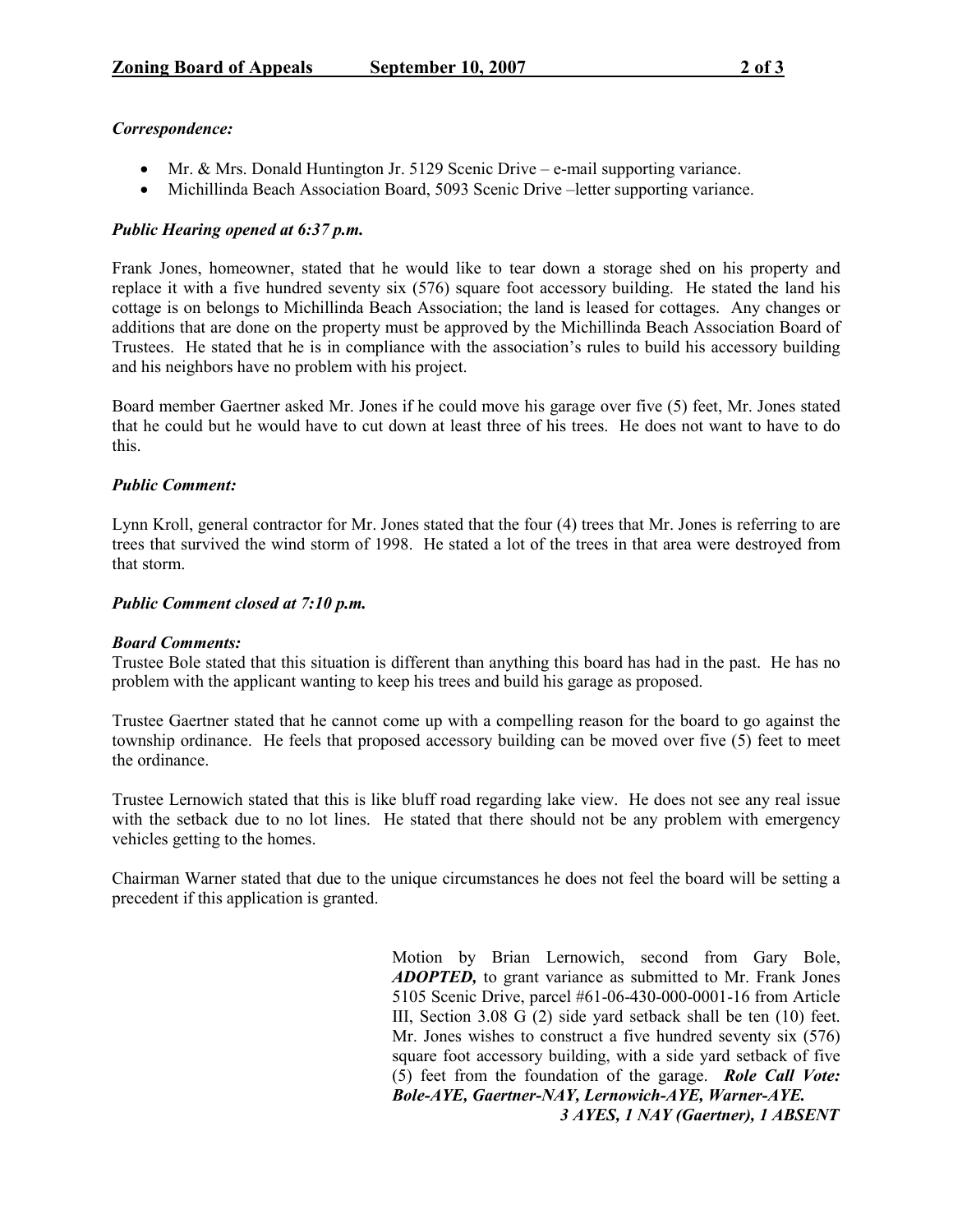*Correspondence:*

- Mr. & Mrs. Donald Huntington Jr. 5129 Scenic Drive – e-mail supporting variance.
- Michillinda Beach Association Board, 5093 Scenic Drive –letter supporting variance.

*Public Hearing opened at 6:37 p.m.*

Frank Jones, homeowner, stated that he would like to tear down a storage shed on his property and replace it with a five hundred seventy six (576) square foot accessory building. He stated the land his cottage is on belongs to Michillinda Beach Association; the land is leased for cottages. Any changes or additions that are done on the property must be approved by the Michillinda Beach Association Board of Trustees. He stated that he is in compliance with the association's rules to build his accessory building and his neighbors have no problem with his project.

Board member Gaertner asked Mr. Jones if he could move his garage over five (5) feet, Mr. Jones stated that he could but he would have to cut down at least three of his trees. He does not want to have to do this.

*Public Comment:*

Lynn Kroll, general contractor for Mr. Jones stated that the four (4) trees that Mr. Jones is referring to are trees that survived the wind storm of 1998. He stated a lot of the trees in that area were destroyed from that storm.

*Public Comment closed at 7:10 p.m.*

*Board Comments:*

Trustee Bole stated that this situation is different than anything this board has had in the past. He has no problem with the applicant wanting to keep his trees and build his garage as proposed.

Trustee Gaertner stated that he cannot come up with a compelling reason for the board to go against the township ordinance. He feels that proposed accessory building can be moved over five (5) feet to meet the ordinance.

Trustee Lernowich stated that this is like bluff road regarding lake view. He does not see any real issue with the setback due to no lot lines. He stated that there should not be any problem with emergency vehicles getting to the homes.

Chairman Warner stated that due to the unique circumstances he does not feel the board will be setting a precedent if this application is granted.

Motion by Brian Lernowich, second from Gary Bole, ***ADOPTED,*** to grant variance as submitted to Mr. Frank Jones 5105 Scenic Drive, parcel #61-06-430-000-0001-16 from Article III, Section 3.08 G (2) side yard setback shall be ten (10) feet. Mr. Jones wishes to construct a five hundred seventy six (576) square foot accessory building, with a side yard setback of five (5) feet from the foundation of the garage. ***Role Call Vote: Bole-AYE, Gaertner-NAY, Lernowich-AYE, Warner-AYE.***

***3 AYES, 1 NAY (Gaertner), 1 ABSENT***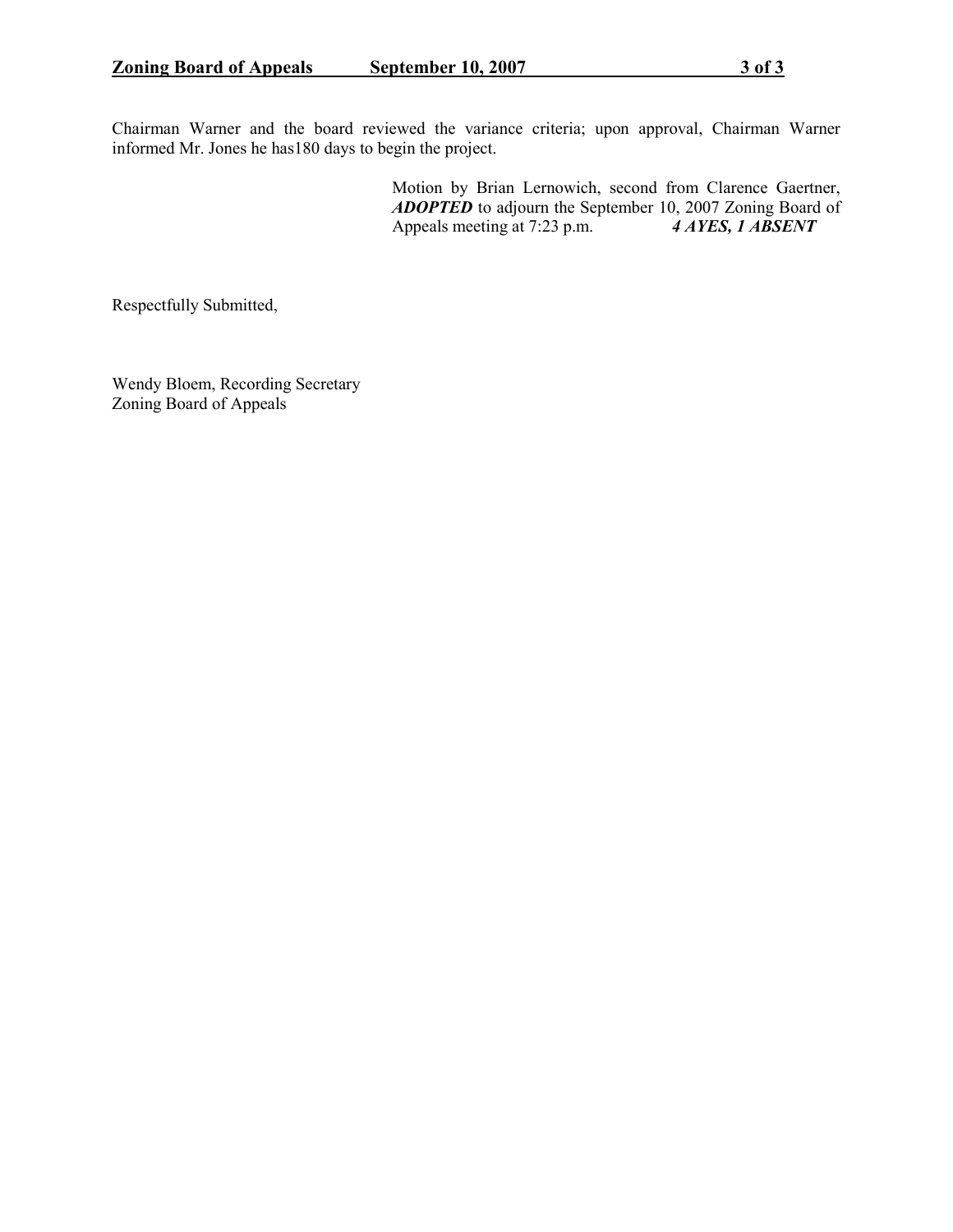Chairman Warner and the board reviewed the variance criteria; upon approval, Chairman Warner informed Mr. Jones he has180 days to begin the project.

Motion by Brian Lernowich, second from Clarence Gaertner, ***ADOPTED*** to adjourn the September 10, 2007 Zoning Board of Appeals meeting at 7:23 p.m. ***4 AYES, 1 ABSENT***

Respectfully Submitted,

Wendy Bloem, Recording Secretary
Zoning Board of Appeals